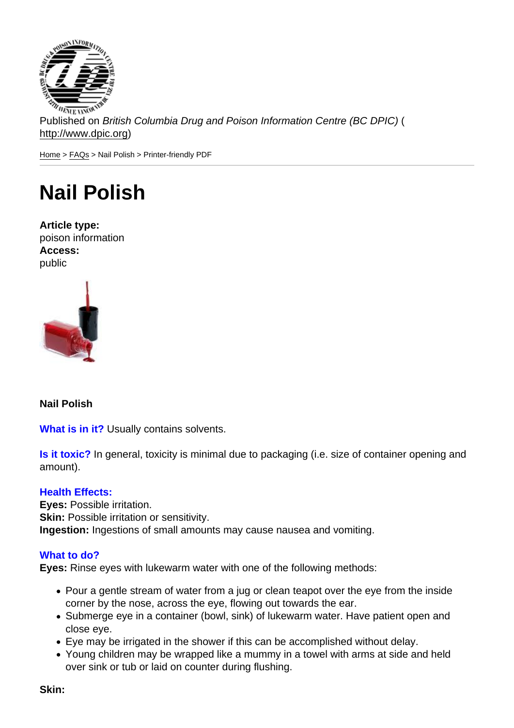Published on *British Columbia Drug and Poison Information Centre (BC DPIC)* (http://www.dpic.org)

Home > FAQs > Nail Polish > Printer-friendly PDF

# Nail Polish

**Article type:**
poison information
**Access:**
public

**Nail Polish**

**What is in it?** Usually contains solvents.

**Is it toxic?** In general, toxicity is minimal due to packaging (i.e. size of container opening and amount).

**Health Effects:**
**Eyes:** Possible irritation.
**Skin:** Possible irritation or sensitivity.
**Ingestion:** Ingestions of small amounts may cause nausea and vomiting.

**What to do?**
**Eyes:** Rinse eyes with lukewarm water with one of the following methods:

- Pour a gentle stream of water from a jug or clean teapot over the eye from the inside corner by the nose, across the eye, flowing out towards the ear.
- Submerge eye in a container (bowl, sink) of lukewarm water. Have patient open and close eye.
- Eye may be irrigated in the shower if this can be accomplished without delay.
- Young children may be wrapped like a mummy in a towel with arms at side and held over sink or tub or laid on counter during flushing.

**Skin:**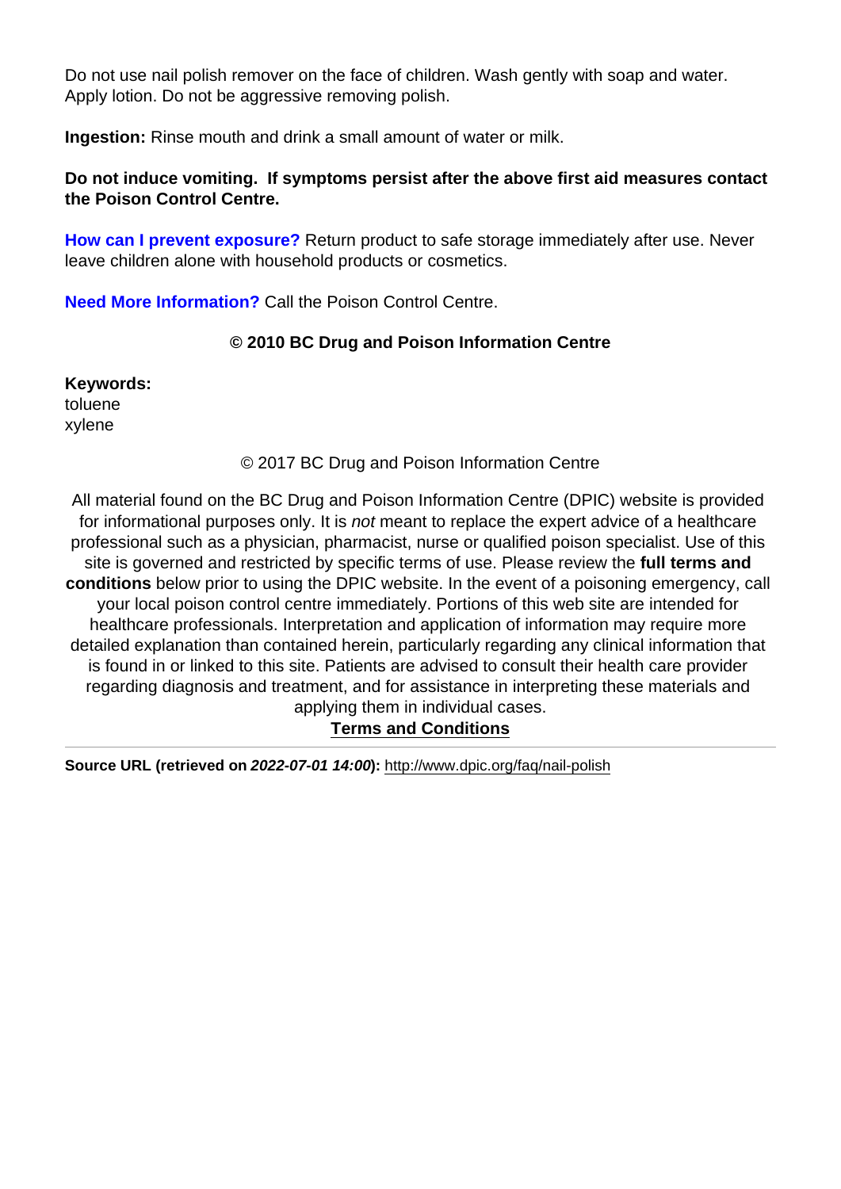Do not use nail polish remover on the face of children. Wash gently with soap and water. Apply lotion. Do not be aggressive removing polish.

**Ingestion:** Rinse mouth and drink a small amount of water or milk.

**Do not induce vomiting. If symptoms persist after the above first aid measures contact the Poison Control Centre.**

**How can I prevent exposure?** Return product to safe storage immediately after use. Never leave children alone with household products or cosmetics.

**Need More Information?** Call the Poison Control Centre.

**© 2010 BC Drug and Poison Information Centre**

**Keywords:**
toluene
xylene

© 2017 BC Drug and Poison Information Centre

All material found on the BC Drug and Poison Information Centre (DPIC) website is provided for informational purposes only. It is *not* meant to replace the expert advice of a healthcare professional such as a physician, pharmacist, nurse or qualified poison specialist. Use of this site is governed and restricted by specific terms of use. Please review the **full terms and conditions** below prior to using the DPIC website. In the event of a poisoning emergency, call your local poison control centre immediately. Portions of this web site are intended for healthcare professionals. Interpretation and application of information may require more detailed explanation than contained herein, particularly regarding any clinical information that is found in or linked to this site. Patients are advised to consult their health care provider regarding diagnosis and treatment, and for assistance in interpreting these materials and applying them in individual cases.

**Terms and Conditions**

---

**Source URL (retrieved on *2022-07-01 14:00*):** http://www.dpic.org/faq/nail-polish